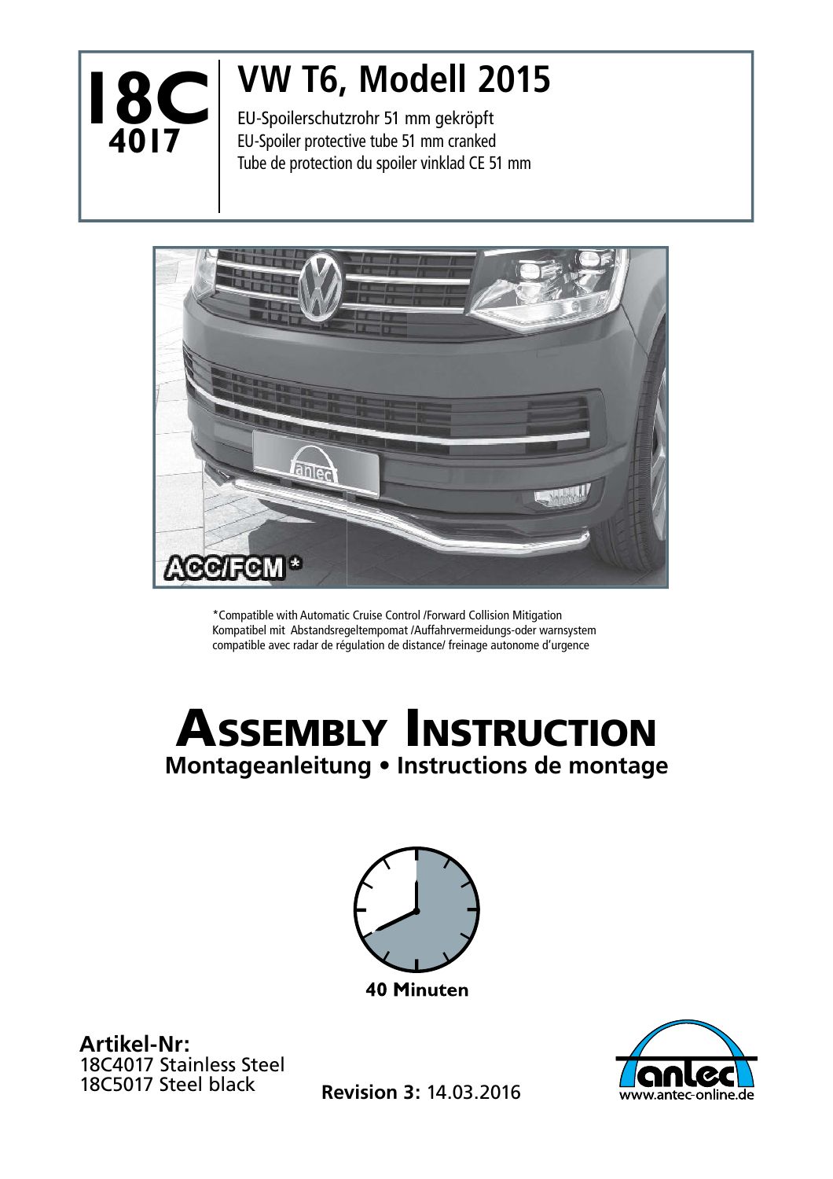# 18C 4017

## VW T6, Modell 2015

EU-Spoilerschutzrohr 51 mm gekröpft
EU-Spoiler protective tube 51 mm cranked
Tube de protection du spoiler vinklad CE 51 mm

ACC/FCM *

*Compatible with Automatic Cruise Control /Forward Collision Mitigation
Kompatibel mit Abstandsregeltempomat /Auffahrvermeidungs-oder warnsystem
compatible avec radar de régulation de distance/ freinage autonome d'urgence

# Assembly Instruction

**Montageanleitung • Instructions de montage**

**40 Minuten**

**Artikel-Nr:**
18C4017 Stainless Steel
18C5017 Steel black

**Revision 3:** 14.03.2016

www.antec-online.de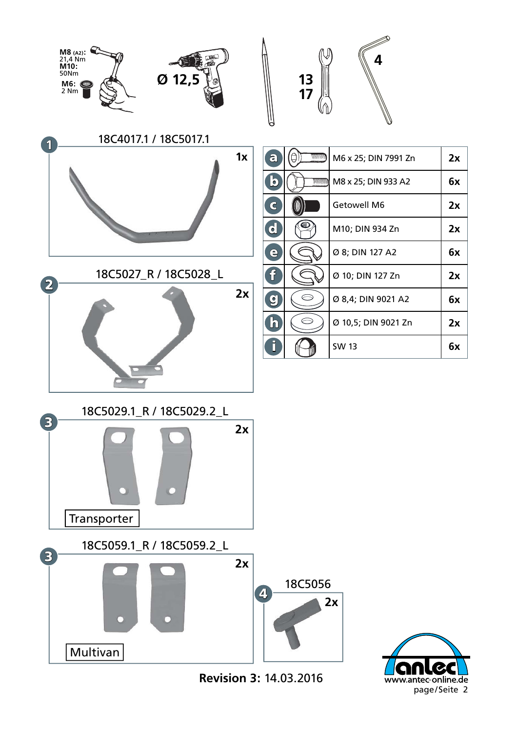**M8** (A2): 21,4 Nm
**M10:** 50Nm
**M6:** 2 Nm

**Ø 12,5**

**13**
**17**

**4**

**1** 18C4017.1 / 18C5017.1 — **1x**

**2** 18C5027_R / 18C5028_L — **2x**

**3** 18C5029.1_R / 18C5029.2_L — **2x**

Transporter

**3** 18C5059.1_R / 18C5059.2_L — **2x**

Multivan

**4** 18C5056 — **2x**

| | | | |
|---|---|---|---|
| a | | M6 x 25; DIN 7991 Zn | **2x** |
| b | | M8 x 25; DIN 933 A2 | **6x** |
| c | | Getowell M6 | **2x** |
| d | | M10; DIN 934 Zn | **2x** |
| e | | Ø 8; DIN 127 A2 | **6x** |
| f | | Ø 10; DIN 127 Zn | **2x** |
| g | | Ø 8,4; DIN 9021 A2 | **6x** |
| h | | Ø 10,5; DIN 9021 Zn | **2x** |
| i | | SW 13 | **6x** |

**Revision 3:** 14.03.2016

antec
www.antec-online.de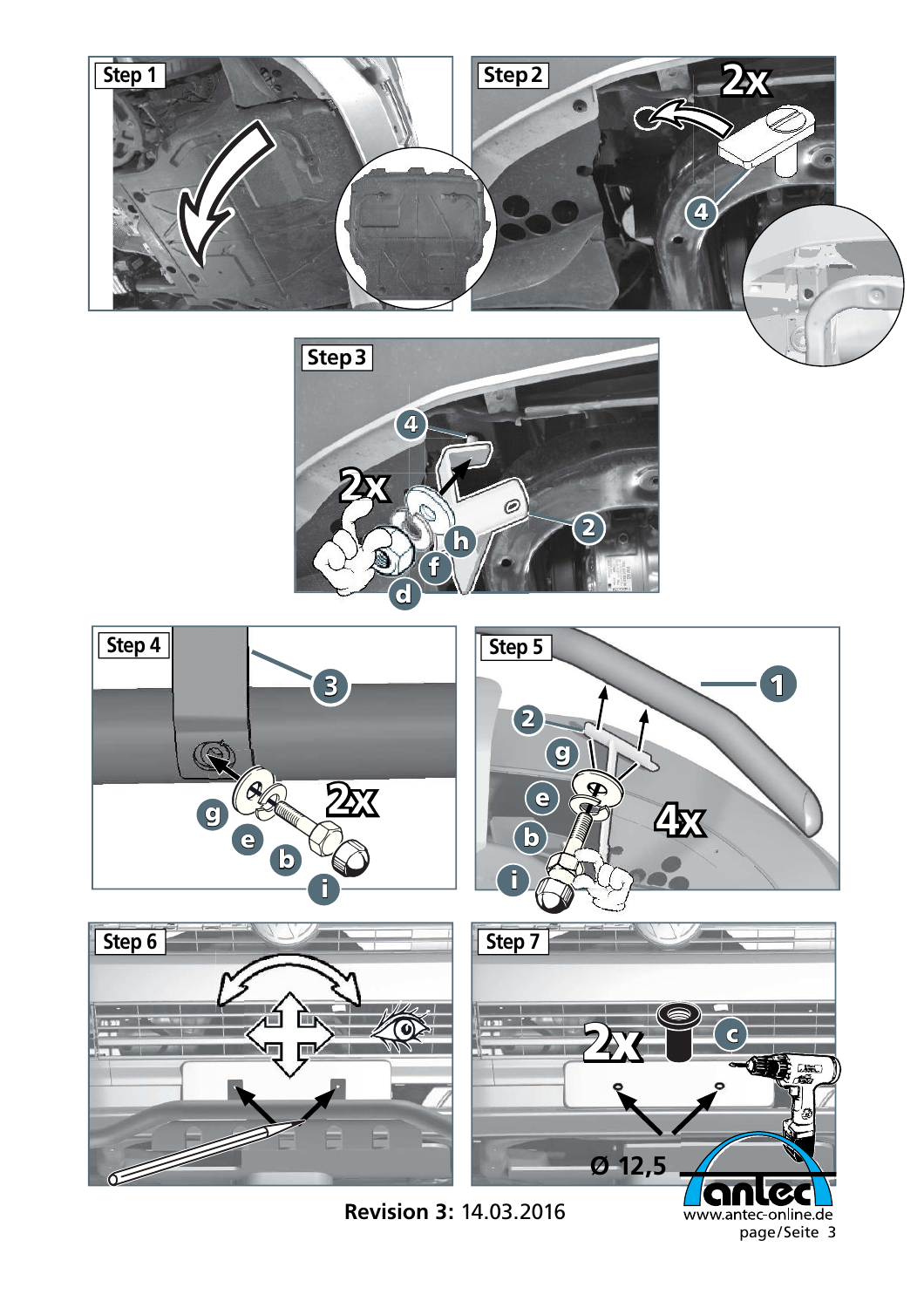Step 1

Step 2

2x

4

Step 3

4

2x

2

h

f

d

Step 4

3

2x

g

e

b

i

Step 5

1

2

g

e

4x

b

i

Step 6

Step 7

2x

c

Ø 12,5

**Revision 3:** 14.03.2016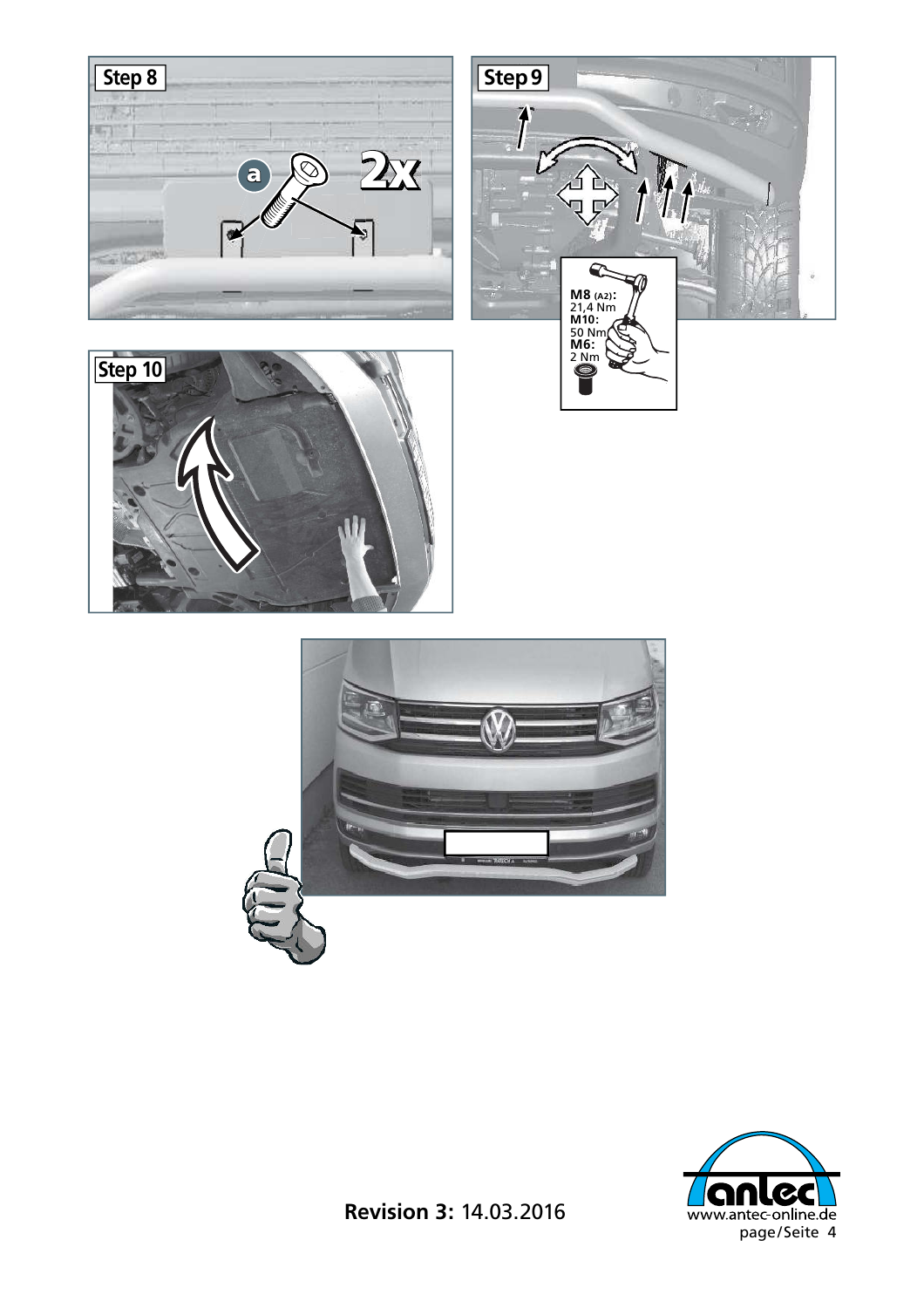Step 8

a

2x

Step 9

M8 (A2): 21,4 Nm
M10: 50 Nm
M6: 2 Nm

Step 10

**Revision 3:** 14.03.2016

www.antec-online.de